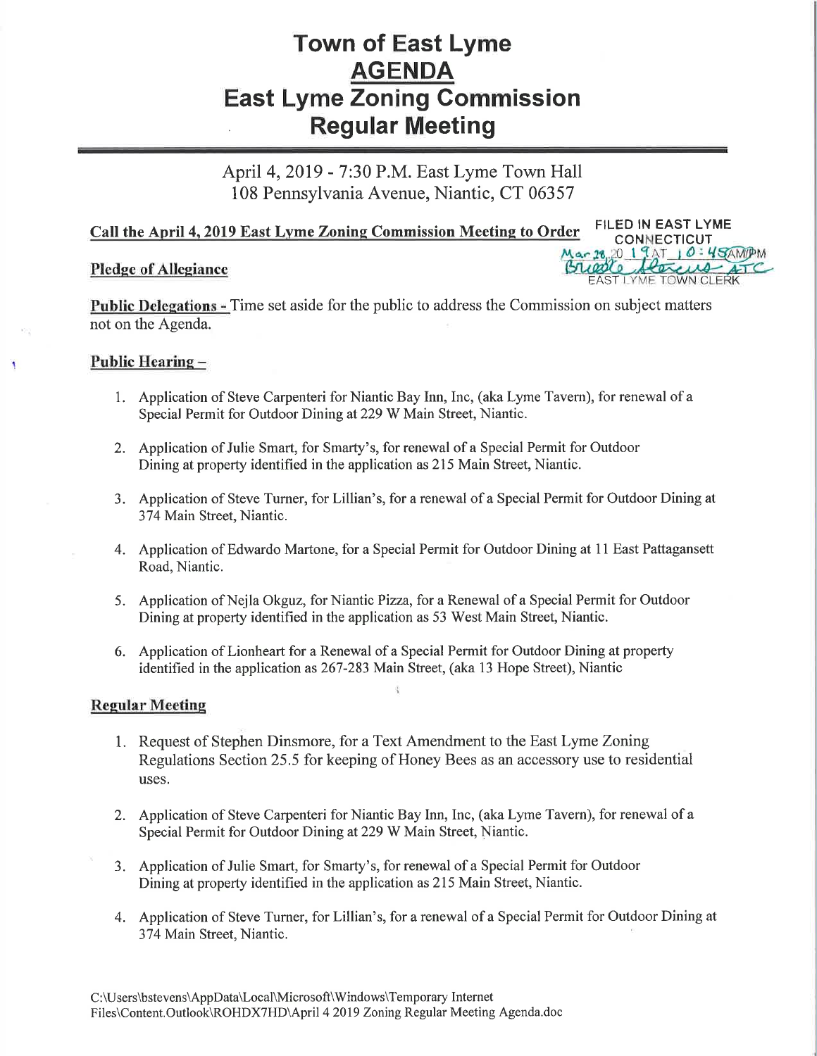# Town of East Lyme
# AGENDA
# East Lyme Zoning Commission
# Regular Meeting

April 4, 2019 - 7:30 P.M. East Lyme Town Hall
108 Pennsylvania Avenue, Niantic, CT 06357

FILED IN EAST LYME CONNECTICUT
Mar 28, 2019 AT 10:45 AM
Brooke Stevens ATC
EAST LYME TOWN CLERK

**Call the April 4, 2019 East Lyme Zoning Commission Meeting to Order**

**Pledge of Allegiance**

**Public Delegations -** Time set aside for the public to address the Commission on subject matters not on the Agenda.

**Public Hearing –**

1. Application of Steve Carpenteri for Niantic Bay Inn, Inc, (aka Lyme Tavern), for renewal of a Special Permit for Outdoor Dining at 229 W Main Street, Niantic.
2. Application of Julie Smart, for Smarty's, for renewal of a Special Permit for Outdoor Dining at property identified in the application as 215 Main Street, Niantic.
3. Application of Steve Turner, for Lillian's, for a renewal of a Special Permit for Outdoor Dining at 374 Main Street, Niantic.
4. Application of Edwardo Martone, for a Special Permit for Outdoor Dining at 11 East Pattagansett Road, Niantic.
5. Application of Nejla Okguz, for Niantic Pizza, for a Renewal of a Special Permit for Outdoor Dining at property identified in the application as 53 West Main Street, Niantic.
6. Application of Lionheart for a Renewal of a Special Permit for Outdoor Dining at property identified in the application as 267-283 Main Street, (aka 13 Hope Street), Niantic

**Regular Meeting**

1. Request of Stephen Dinsmore, for a Text Amendment to the East Lyme Zoning Regulations Section 25.5 for keeping of Honey Bees as an accessory use to residential uses.
2. Application of Steve Carpenteri for Niantic Bay Inn, Inc, (aka Lyme Tavern), for renewal of a Special Permit for Outdoor Dining at 229 W Main Street, Niantic.
3. Application of Julie Smart, for Smarty's, for renewal of a Special Permit for Outdoor Dining at property identified in the application as 215 Main Street, Niantic.
4. Application of Steve Turner, for Lillian's, for a renewal of a Special Permit for Outdoor Dining at 374 Main Street, Niantic.

C:\Users\bstevens\AppData\Local\Microsoft\Windows\Temporary Internet Files\Content.Outlook\ROHDX7HD\April 4 2019 Zoning Regular Meeting Agenda.doc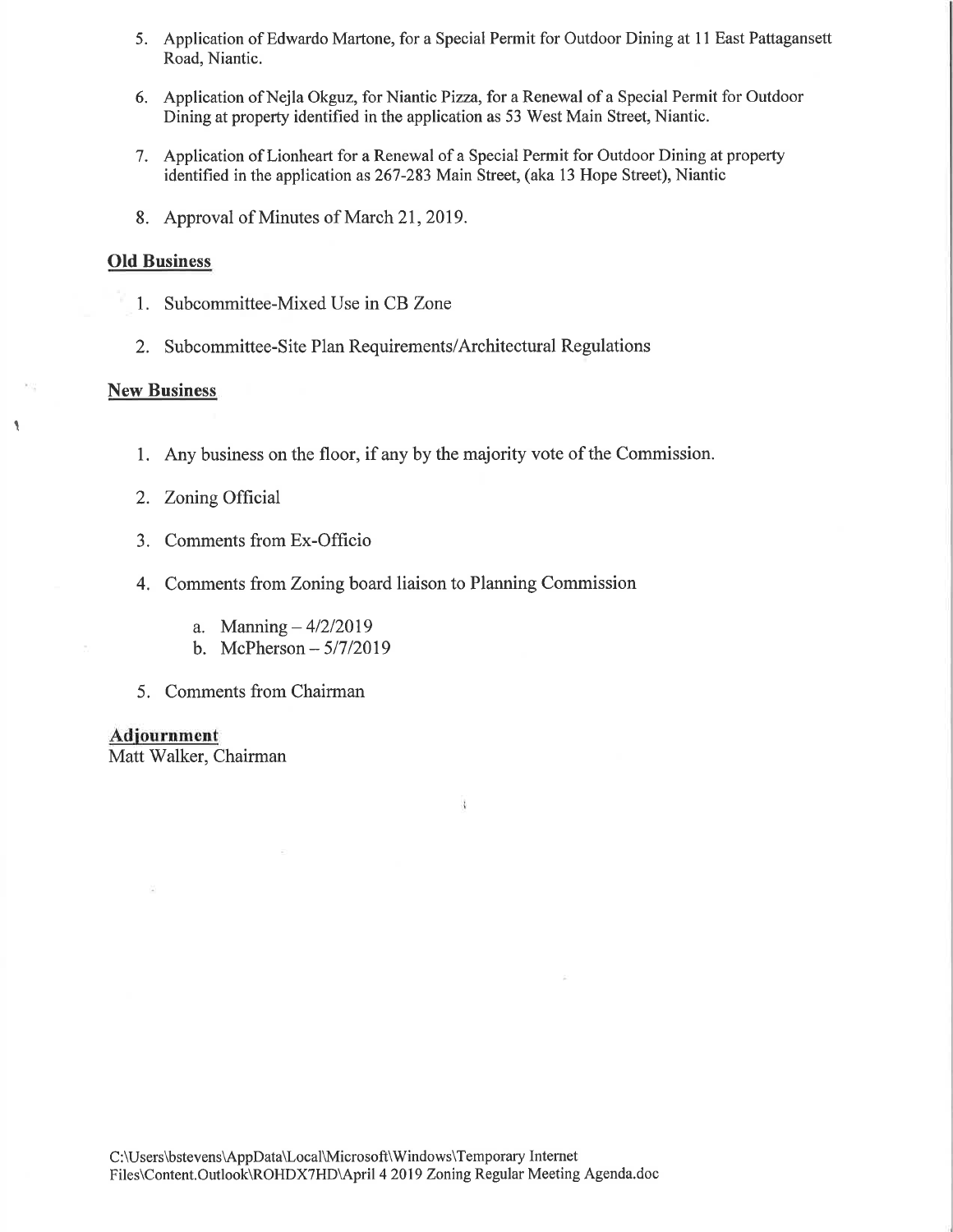5. Application of Edwardo Martone, for a Special Permit for Outdoor Dining at 11 East Pattagansett Road, Niantic.

6. Application of Nejla Okguz, for Niantic Pizza, for a Renewal of a Special Permit for Outdoor Dining at property identified in the application as 53 West Main Street, Niantic.

7. Application of Lionheart for a Renewal of a Special Permit for Outdoor Dining at property identified in the application as 267-283 Main Street, (aka 13 Hope Street), Niantic

8. Approval of Minutes of March 21, 2019.

**Old Business**

1. Subcommittee-Mixed Use in CB Zone

2. Subcommittee-Site Plan Requirements/Architectural Regulations

**New Business**

1. Any business on the floor, if any by the majority vote of the Commission.

2. Zoning Official

3. Comments from Ex-Officio

4. Comments from Zoning board liaison to Planning Commission

   a. Manning – 4/2/2019
   b. McPherson – 5/7/2019

5. Comments from Chairman

**Adjournment**
Matt Walker, Chairman

C:\Users\bstevens\AppData\Local\Microsoft\Windows\Temporary Internet Files\Content.Outlook\ROHDX7HD\April 4 2019 Zoning Regular Meeting Agenda.doc